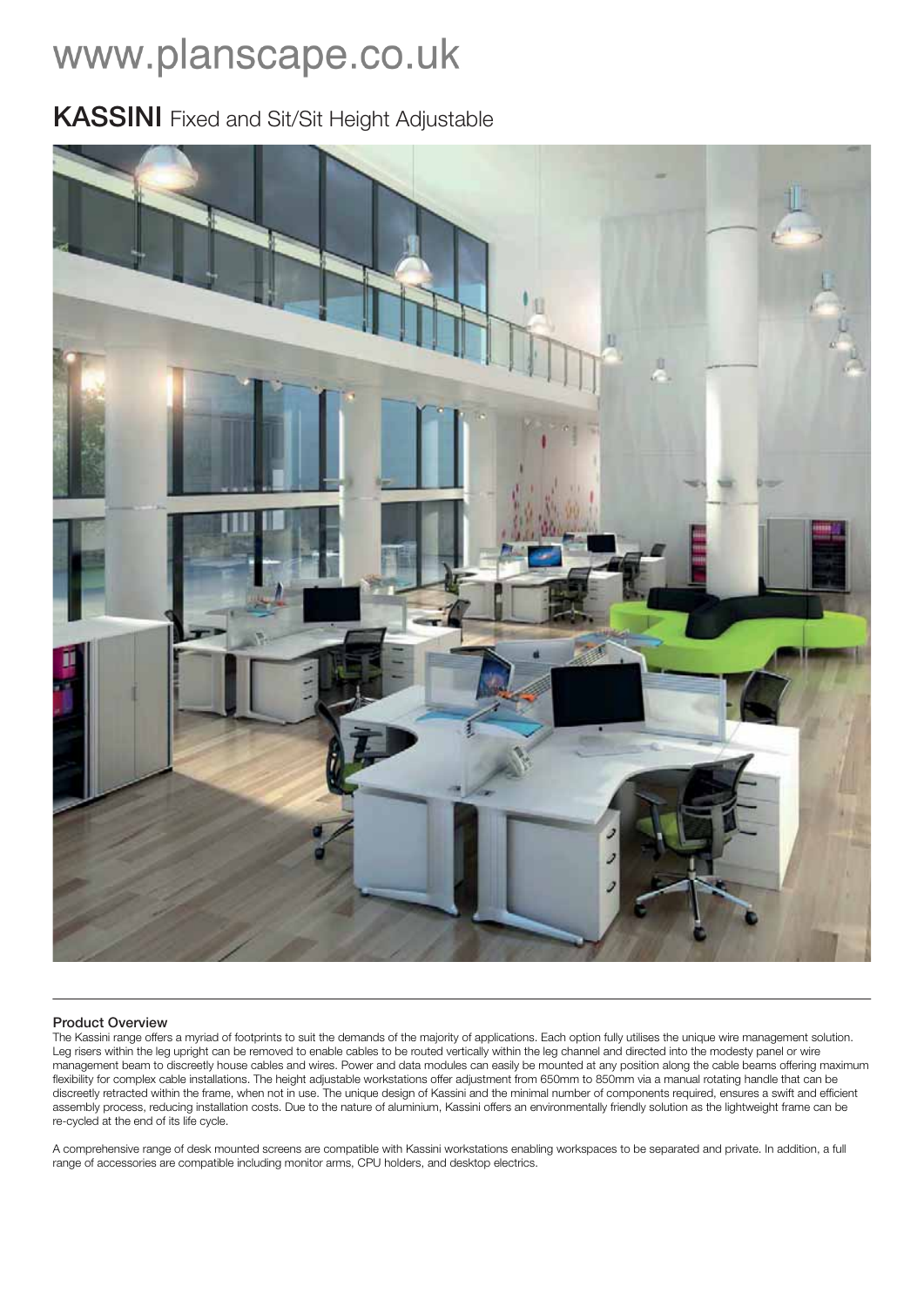# www.planscape.co.uk

## KASSINI Fixed and Sit/Sit Height Adjustable

### Product Overview

The Kassini range offers a myriad of footprints to suit the demands of the majority of applications. Each option fully utilises the unique wire management solution. Leg risers within the leg upright can be removed to enable cables to be routed vertically within the leg channel and directed into the modesty panel or wire management beam to discreetly house cables and wires. Power and data modules can easily be mounted at any position along the cable beams offering maximum flexibility for complex cable installations. The height adjustable workstations offer adjustment from 650mm to 850mm via a manual rotating handle that can be discreetly retracted within the frame, when not in use. The unique design of Kassini and the minimal number of components required, ensures a swift and efficient assembly process, reducing installation costs. Due to the nature of aluminium, Kassini offers an environmentally friendly solution as the lightweight frame can be re-cycled at the end of its life cycle.

A comprehensive range of desk mounted screens are compatible with Kassini workstations enabling workspaces to be separated and private. In addition, a full range of accessories are compatible including monitor arms, CPU holders, and desktop electrics.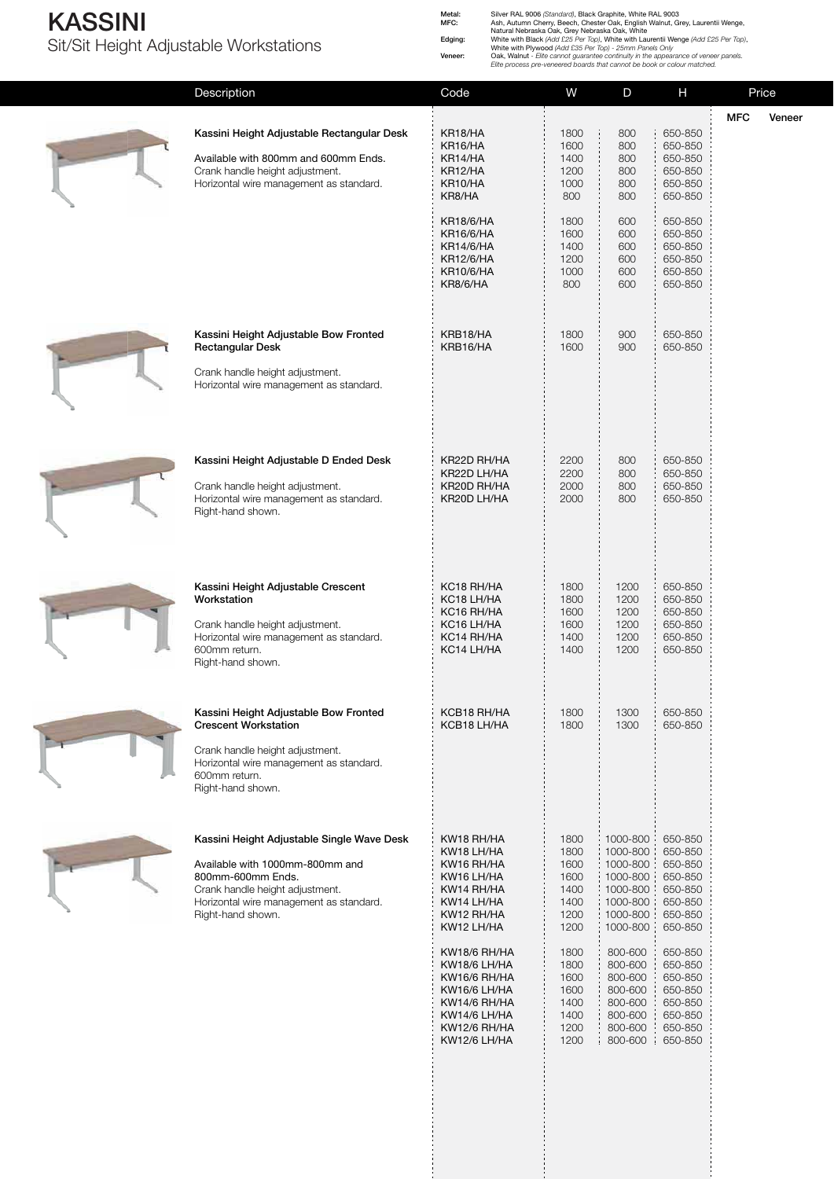# KASSINI

## Sit/Sit Height Adjustable Workstations

**Metal:** Silver RAL 9006 *(Standard)*, Black Graphite, White RAL 9003
**MFC:** Ash, Autumn Cherry, Beech, Chester Oak, English Walnut, Grey, Laurentii Wenge, Natural Nebraska Oak, Grey Nebraska Oak, White
**Edging:** White with Black *(Add £25 Per Top)*, White with Laurentii Wenge *(Add £25 Per Top)*, White with Plywood *(Add £35 Per Top) - 25mm Panels Only*
**Veneer:** Oak, Walnut - *Elite cannot guarantee continuity in the appearance of veneer panels. Elite process pre-veneered boards that cannot be book or colour matched.*

| Description | Code | W | D | H | Price MFC | Price Veneer |
|---|---|---|---|---|---|---|
| **Kassini Height Adjustable Rectangular Desk**<br><br>Available with 800mm and 600mm Ends.<br>Crank handle height adjustment.<br>Horizontal wire management as standard. | KR18/HA | 1800 | 800 | 650-850 | | |
| | KR16/HA | 1600 | 800 | 650-850 | | |
| | KR14/HA | 1400 | 800 | 650-850 | | |
| | KR12/HA | 1200 | 800 | 650-850 | | |
| | KR10/HA | 1000 | 800 | 650-850 | | |
| | KR8/HA | 800 | 800 | 650-850 | | |
| | KR18/6/HA | 1800 | 600 | 650-850 | | |
| | KR16/6/HA | 1600 | 600 | 650-850 | | |
| | KR14/6/HA | 1400 | 600 | 650-850 | | |
| | KR12/6/HA | 1200 | 600 | 650-850 | | |
| | KR10/6/HA | 1000 | 600 | 650-850 | | |
| | KR8/6/HA | 800 | 600 | 650-850 | | |
| **Kassini Height Adjustable Bow Fronted Rectangular Desk**<br><br>Crank handle height adjustment.<br>Horizontal wire management as standard. | KRB18/HA | 1800 | 900 | 650-850 | | |
| | KRB16/HA | 1600 | 900 | 650-850 | | |
| **Kassini Height Adjustable D Ended Desk**<br><br>Crank handle height adjustment.<br>Horizontal wire management as standard.<br>Right-hand shown. | KR22D RH/HA | 2200 | 800 | 650-850 | | |
| | KR22D LH/HA | 2200 | 800 | 650-850 | | |
| | KR20D RH/HA | 2000 | 800 | 650-850 | | |
| | KR20D LH/HA | 2000 | 800 | 650-850 | | |
| **Kassini Height Adjustable Crescent Workstation**<br><br>Crank handle height adjustment.<br>Horizontal wire management as standard.<br>600mm return.<br>Right-hand shown. | KC18 RH/HA | 1800 | 1200 | 650-850 | | |
| | KC18 LH/HA | 1800 | 1200 | 650-850 | | |
| | KC16 RH/HA | 1600 | 1200 | 650-850 | | |
| | KC16 LH/HA | 1600 | 1200 | 650-850 | | |
| | KC14 RH/HA | 1400 | 1200 | 650-850 | | |
| | KC14 LH/HA | 1400 | 1200 | 650-850 | | |
| **Kassini Height Adjustable Bow Fronted Crescent Workstation**<br><br>Crank handle height adjustment.<br>Horizontal wire management as standard.<br>600mm return.<br>Right-hand shown. | KCB18 RH/HA | 1800 | 1300 | 650-850 | | |
| | KCB18 LH/HA | 1800 | 1300 | 650-850 | | |
| **Kassini Height Adjustable Single Wave Desk**<br><br>Available with 1000mm-800mm and 800mm-600mm Ends.<br>Crank handle height adjustment.<br>Horizontal wire management as standard.<br>Right-hand shown. | KW18 RH/HA | 1800 | 1000-800 | 650-850 | | |
| | KW18 LH/HA | 1800 | 1000-800 | 650-850 | | |
| | KW16 RH/HA | 1600 | 1000-800 | 650-850 | | |
| | KW16 LH/HA | 1600 | 1000-800 | 650-850 | | |
| | KW14 RH/HA | 1400 | 1000-800 | 650-850 | | |
| | KW14 LH/HA | 1400 | 1000-800 | 650-850 | | |
| | KW12 RH/HA | 1200 | 1000-800 | 650-850 | | |
| | KW12 LH/HA | 1200 | 1000-800 | 650-850 | | |
| | KW18/6 RH/HA | 1800 | 800-600 | 650-850 | | |
| | KW18/6 LH/HA | 1800 | 800-600 | 650-850 | | |
| | KW16/6 RH/HA | 1600 | 800-600 | 650-850 | | |
| | KW16/6 LH/HA | 1600 | 800-600 | 650-850 | | |
| | KW14/6 RH/HA | 1400 | 800-600 | 650-850 | | |
| | KW14/6 LH/HA | 1400 | 800-600 | 650-850 | | |
| | KW12/6 RH/HA | 1200 | 800-600 | 650-850 | | |
| | KW12/6 LH/HA | 1200 | 800-600 | 650-850 | | |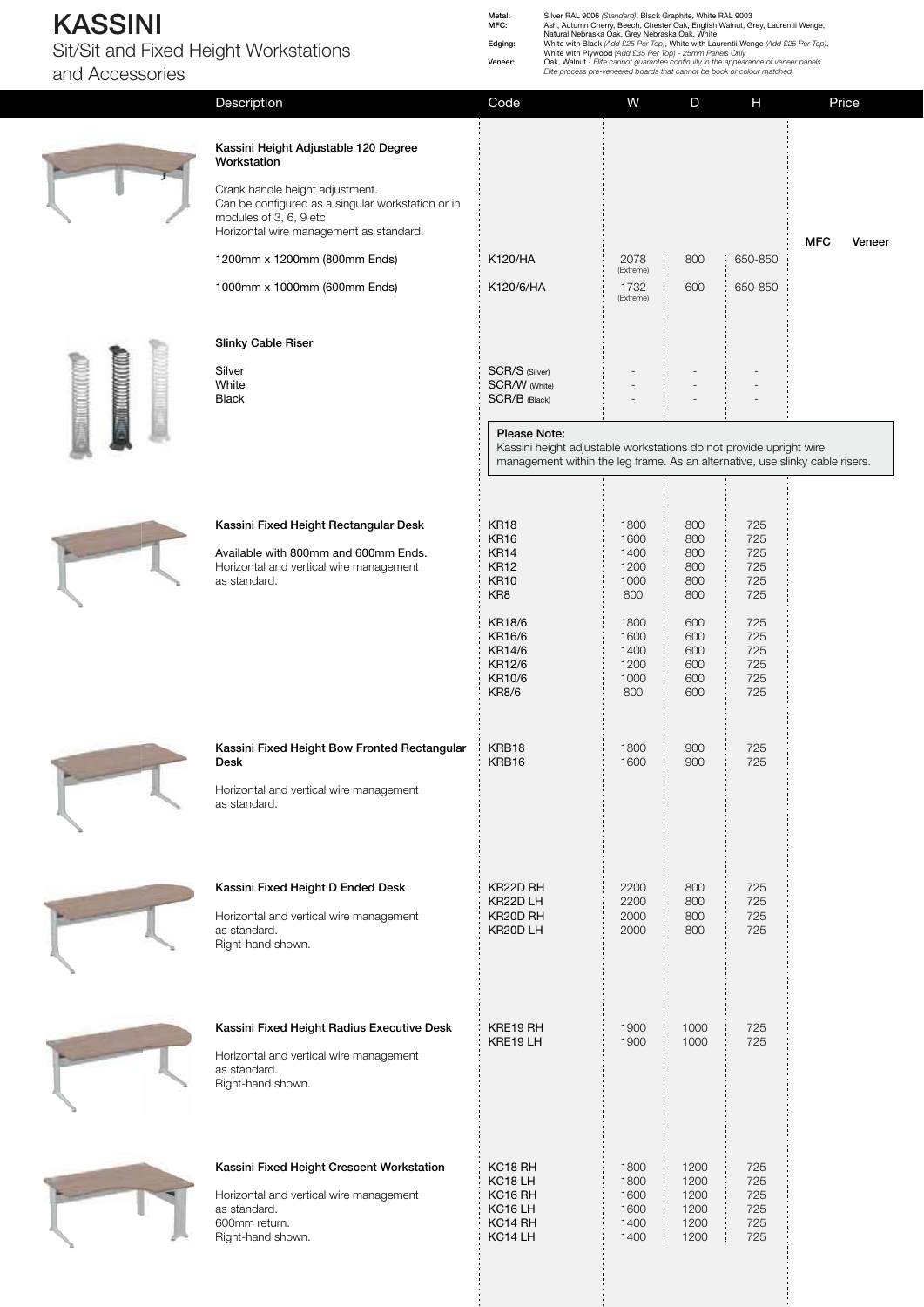# KASSINI

## Sit/Sit and Fixed Height Workstations and Accessories

**Metal:** Silver RAL 9006 *(Standard)*, Black Graphite, White RAL 9003
**MFC:** Ash, Autumn Cherry, Beech, Chester Oak, English Walnut, Grey, Laurentii Wenge, Natural Nebraska Oak, Grey Nebraska Oak, White
**Edging:** White with Black *(Add £25 Per Top)*, White with Laurentii Wenge *(Add £25 Per Top)*, White with Plywood *(Add £35 Per Top) - 25mm Panels Only*
**Veneer:** Oak, Walnut - *Elite cannot guarantee continuity in the appearance of veneer panels. Elite process pre-veneered boards that cannot be book or colour matched.*

| Description | Code | W | D | H | Price MFC | Price Veneer |
|---|---|---|---|---|---|---|
| **Kassini Height Adjustable 120 Degree Workstation**<br>Crank handle height adjustment.<br>Can be configured as a singular workstation or in modules of 3, 6, 9 etc.<br>Horizontal wire management as standard. | | | | | | |
| 1200mm x 1200mm (800mm Ends) | K120/HA | 2078 (Extreme) | 800 | 650-850 | | |
| 1000mm x 1000mm (600mm Ends) | K120/6/HA | 1732 (Extreme) | 600 | 650-850 | | |
| **Slinky Cable Riser** | | | | | | |
| Silver | SCR/S (Silver) | - | - | - | | |
| White | SCR/W (White) | - | - | - | | |
| Black | SCR/B (Black) | - | - | - | | |

**Please Note:**
Kassini height adjustable workstations do not provide upright wire management within the leg frame. As an alternative, use slinky cable risers.

| Description | Code | W | D | H | Price |
|---|---|---|---|---|---|
| **Kassini Fixed Height Rectangular Desk**<br>Available with 800mm and 600mm Ends.<br>Horizontal and vertical wire management as standard. | KR18 | 1800 | 800 | 725 | |
| | KR16 | 1600 | 800 | 725 | |
| | KR14 | 1400 | 800 | 725 | |
| | KR12 | 1200 | 800 | 725 | |
| | KR10 | 1000 | 800 | 725 | |
| | KR8 | 800 | 800 | 725 | |
| | KR18/6 | 1800 | 600 | 725 | |
| | KR16/6 | 1600 | 600 | 725 | |
| | KR14/6 | 1400 | 600 | 725 | |
| | KR12/6 | 1200 | 600 | 725 | |
| | KR10/6 | 1000 | 600 | 725 | |
| | KR8/6 | 800 | 600 | 725 | |
| **Kassini Fixed Height Bow Fronted Rectangular Desk**<br>Horizontal and vertical wire management as standard. | KRB18 | 1800 | 900 | 725 | |
| | KRB16 | 1600 | 900 | 725 | |
| **Kassini Fixed Height D Ended Desk**<br>Horizontal and vertical wire management as standard.<br>Right-hand shown. | KR22D RH | 2200 | 800 | 725 | |
| | KR22D LH | 2200 | 800 | 725 | |
| | KR20D RH | 2000 | 800 | 725 | |
| | KR20D LH | 2000 | 800 | 725 | |
| **Kassini Fixed Height Radius Executive Desk**<br>Horizontal and vertical wire management as standard.<br>Right-hand shown. | KRE19 RH | 1900 | 1000 | 725 | |
| | KRE19 LH | 1900 | 1000 | 725 | |
| **Kassini Fixed Height Crescent Workstation**<br>Horizontal and vertical wire management as standard.<br>600mm return.<br>Right-hand shown. | KC18 RH | 1800 | 1200 | 725 | |
| | KC18 LH | 1800 | 1200 | 725 | |
| | KC16 RH | 1600 | 1200 | 725 | |
| | KC16 LH | 1600 | 1200 | 725 | |
| | KC14 RH | 1400 | 1200 | 725 | |
| | KC14 LH | 1400 | 1200 | 725 | |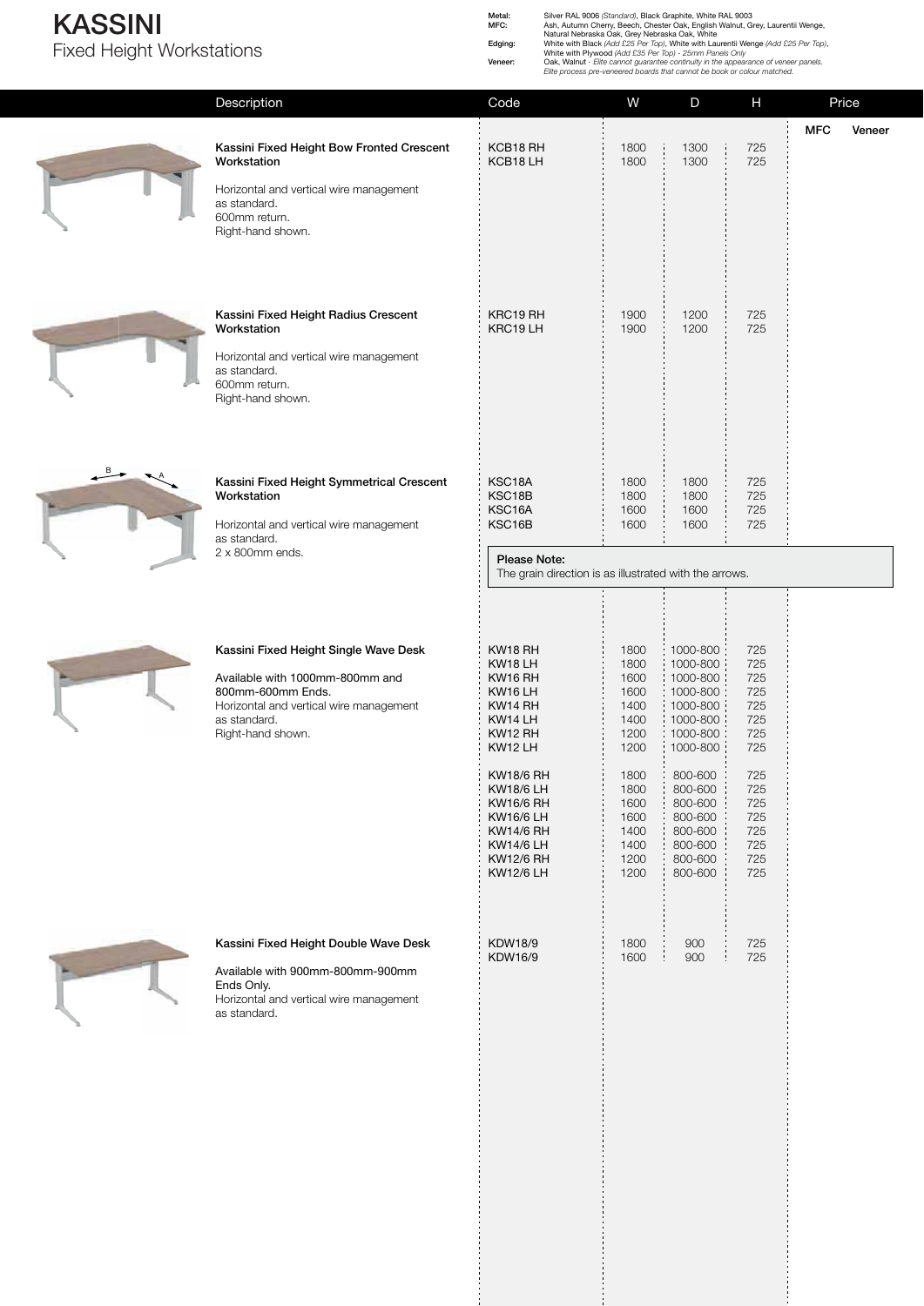# KASSINI
Fixed Height Workstations

**Metal:** Silver RAL 9006 *(Standard)*, Black Graphite, White RAL 9003
**MFC:** Ash, Autumn Cherry, Beech, Chester Oak, English Walnut, Grey, Laurentii Wenge, Natural Nebraska Oak, Grey Nebraska Oak, White
**Edging:** White with Black *(Add £25 Per Top)*, White with Laurentii Wenge *(Add £25 Per Top)*, White with Plywood *(Add £35 Per Top) - 25mm Panels Only*
**Veneer:** Oak, Walnut - *Elite cannot guarantee continuity in the appearance of veneer panels. Elite process pre-veneered boards that cannot be book or colour matched.*

| Description | Code | W | D | H | Price MFC | Price Veneer |
|---|---|---|---|---|---|---|
| **Kassini Fixed Height Bow Fronted Crescent Workstation**<br>Horizontal and vertical wire management as standard.<br>600mm return.<br>Right-hand shown. | KCB18 RH | 1800 | 1300 | 725 | | |
| | KCB18 LH | 1800 | 1300 | 725 | | |
| **Kassini Fixed Height Radius Crescent Workstation**<br>Horizontal and vertical wire management as standard.<br>600mm return.<br>Right-hand shown. | KRC19 RH | 1900 | 1200 | 725 | | |
| | KRC19 LH | 1900 | 1200 | 725 | | |
| **Kassini Fixed Height Symmetrical Crescent Workstation**<br>Horizontal and vertical wire management as standard.<br>2 x 800mm ends. | KSC18A | 1800 | 1800 | 725 | | |
| | KSC18B | 1800 | 1800 | 725 | | |
| | KSC16A | 1600 | 1600 | 725 | | |
| | KSC16B | 1600 | 1600 | 725 | | |
| **Kassini Fixed Height Single Wave Desk**<br>Available with 1000mm-800mm and 800mm-600mm Ends.<br>Horizontal and vertical wire management as standard.<br>Right-hand shown. | KW18 RH | 1800 | 1000-800 | 725 | | |
| | KW18 LH | 1800 | 1000-800 | 725 | | |
| | KW16 RH | 1600 | 1000-800 | 725 | | |
| | KW16 LH | 1600 | 1000-800 | 725 | | |
| | KW14 RH | 1400 | 1000-800 | 725 | | |
| | KW14 LH | 1400 | 1000-800 | 725 | | |
| | KW12 RH | 1200 | 1000-800 | 725 | | |
| | KW12 LH | 1200 | 1000-800 | 725 | | |
| | KW18/6 RH | 1800 | 800-600 | 725 | | |
| | KW18/6 LH | 1800 | 800-600 | 725 | | |
| | KW16/6 RH | 1600 | 800-600 | 725 | | |
| | KW16/6 LH | 1600 | 800-600 | 725 | | |
| | KW14/6 RH | 1400 | 800-600 | 725 | | |
| | KW14/6 LH | 1400 | 800-600 | 725 | | |
| | KW12/6 RH | 1200 | 800-600 | 725 | | |
| | KW12/6 LH | 1200 | 800-600 | 725 | | |
| **Kassini Fixed Height Double Wave Desk**<br>Available with 900mm-800mm-900mm Ends Only.<br>Horizontal and vertical wire management as standard. | KDW18/9 | 1800 | 900 | 725 | | |
| | KDW16/9 | 1600 | 900 | 725 | | |

**Please Note:**
The grain direction is as illustrated with the arrows.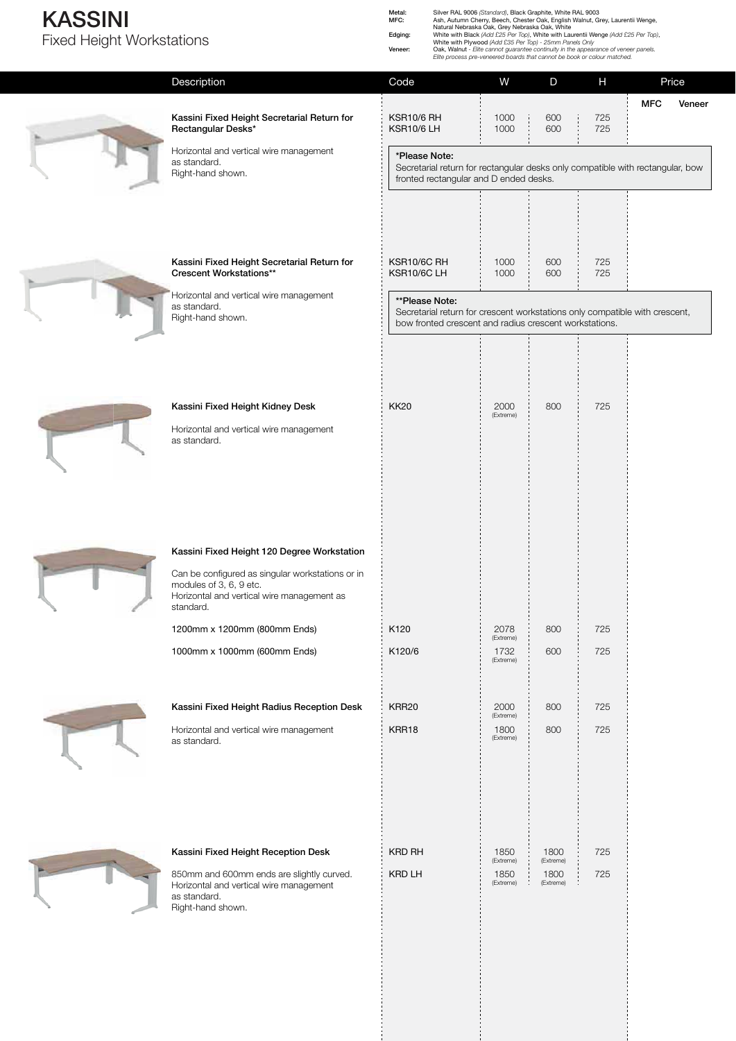# KASSINI

## Fixed Height Workstations

**Metal:** Silver RAL 9006 *(Standard)*, Black Graphite, White RAL 9003
**MFC:** Ash, Autumn Cherry, Beech, Chester Oak, English Walnut, Grey, Laurentii Wenge, Natural Nebraska Oak, Grey Nebraska Oak, White
**Edging:** White with Black *(Add £25 Per Top)*, White with Laurentii Wenge *(Add £25 Per Top)*, White with Plywood *(Add £35 Per Top) - 25mm Panels Only*
**Veneer:** Oak, Walnut - *Elite cannot guarantee continuity in the appearance of veneer panels. Elite process pre-veneered boards that cannot be book or colour matched.*

| Description | Code | W | D | H | Price MFC | Price Veneer |
|---|---|---|---|---|---|---|
| **Kassini Fixed Height Secretarial Return for Rectangular Desks*** <br> Horizontal and vertical wire management as standard. Right-hand shown. | KSR10/6 RH | 1000 | 600 | 725 | | |
| | KSR10/6 LH | 1000 | 600 | 725 | | |
| | ***Please Note:** Secretarial return for rectangular desks only compatible with rectangular, bow fronted rectangular and D ended desks. | | | | | |
| **Kassini Fixed Height Secretarial Return for Crescent Workstations**** <br> Horizontal and vertical wire management as standard. Right-hand shown. | KSR10/6C RH | 1000 | 600 | 725 | | |
| | KSR10/6C LH | 1000 | 600 | 725 | | |
| | ****Please Note:** Secretarial return for crescent workstations only compatible with crescent, bow fronted crescent and radius crescent workstations. | | | | | |
| **Kassini Fixed Height Kidney Desk** <br> Horizontal and vertical wire management as standard. | KK20 | 2000 (Extreme) | 800 | 725 | | |
| **Kassini Fixed Height 120 Degree Workstation** <br> Can be configured as singular workstations or in modules of 3, 6, 9 etc. Horizontal and vertical wire management as standard. | | | | | | |
| 1200mm x 1200mm (800mm Ends) | K120 | 2078 (Extreme) | 800 | 725 | | |
| 1000mm x 1000mm (600mm Ends) | K120/6 | 1732 (Extreme) | 600 | 725 | | |
| **Kassini Fixed Height Radius Reception Desk** <br> Horizontal and vertical wire management as standard. | KRR20 | 2000 (Extreme) | 800 | 725 | | |
| | KRR18 | 1800 (Extreme) | 800 | 725 | | |
| **Kassini Fixed Height Reception Desk** <br> 850mm and 600mm ends are slightly curved. Horizontal and vertical wire management as standard. Right-hand shown. | KRD RH | 1850 (Extreme) | 1800 (Extreme) | 725 | | |
| | KRD LH | 1850 (Extreme) | 1800 (Extreme) | 725 | | |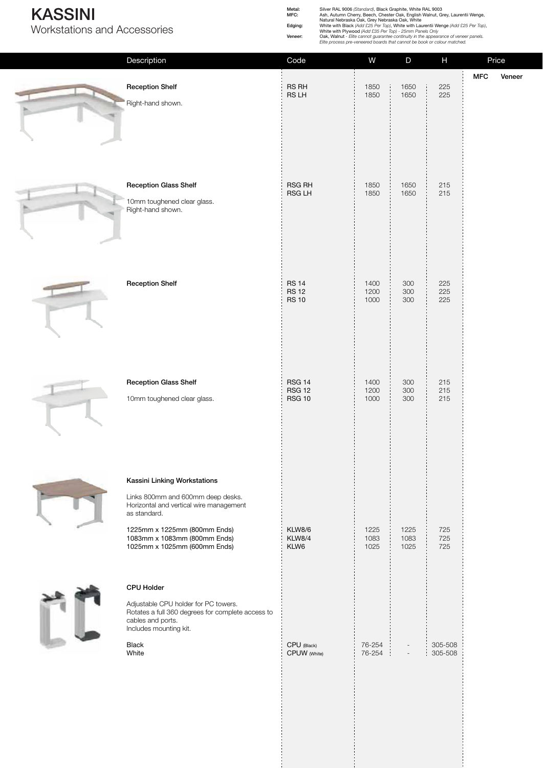# KASSINI

## Workstations and Accessories

**Metal:** Silver RAL 9006 *(Standard)*, Black Graphite, White RAL 9003
**MFC:** Ash, Autumn Cherry, Beech, Chester Oak, English Walnut, Grey, Laurentii Wenge, Natural Nebraska Oak, Grey Nebraska Oak, White
**Edging:** White with Black *(Add £25 Per Top)*, White with Laurentii Wenge *(Add £25 Per Top)*, White with Plywood *(Add £35 Per Top) - 25mm Panels Only*
**Veneer:** Oak, Walnut - *Elite cannot guarantee continuity in the appearance of veneer panels. Elite process pre-veneered boards that cannot be book or colour matched.*

| Description | Code | W | D | H | Price MFC | Price Veneer |
|---|---|---|---|---|---|---|
| **Reception Shelf**<br>Right-hand shown. | RS RH<br>RS LH | 1850<br>1850 | 1650<br>1650 | 225<br>225 | | |
| **Reception Glass Shelf**<br>10mm toughened clear glass.<br>Right-hand shown. | RSG RH<br>RSG LH | 1850<br>1850 | 1650<br>1650 | 215<br>215 | | |
| **Reception Shelf** | RS 14<br>RS 12<br>RS 10 | 1400<br>1200<br>1000 | 300<br>300<br>300 | 225<br>225<br>225 | | |
| **Reception Glass Shelf**<br>10mm toughened clear glass. | RSG 14<br>RSG 12<br>RSG 10 | 1400<br>1200<br>1000 | 300<br>300<br>300 | 215<br>215<br>215 | | |
| **Kassini Linking Workstations**<br>Links 800mm and 600mm deep desks. Horizontal and vertical wire management as standard. | | | | | | |
| 1225mm x 1225mm (800mm Ends) | KLW8/6 | 1225 | 1225 | 725 | | |
| 1083mm x 1083mm (800mm Ends) | KLW8/4 | 1083 | 1083 | 725 | | |
| 1025mm x 1025mm (600mm Ends) | KLW6 | 1025 | 1025 | 725 | | |
| **CPU Holder**<br>Adjustable CPU holder for PC towers. Rotates a full 360 degrees for complete access to cables and ports. Includes mounting kit. | | | | | | |
| Black | CPU (Black) | 76-254 | - | 305-508 | | |
| White | CPUW (White) | 76-254 | - | 305-508 | | |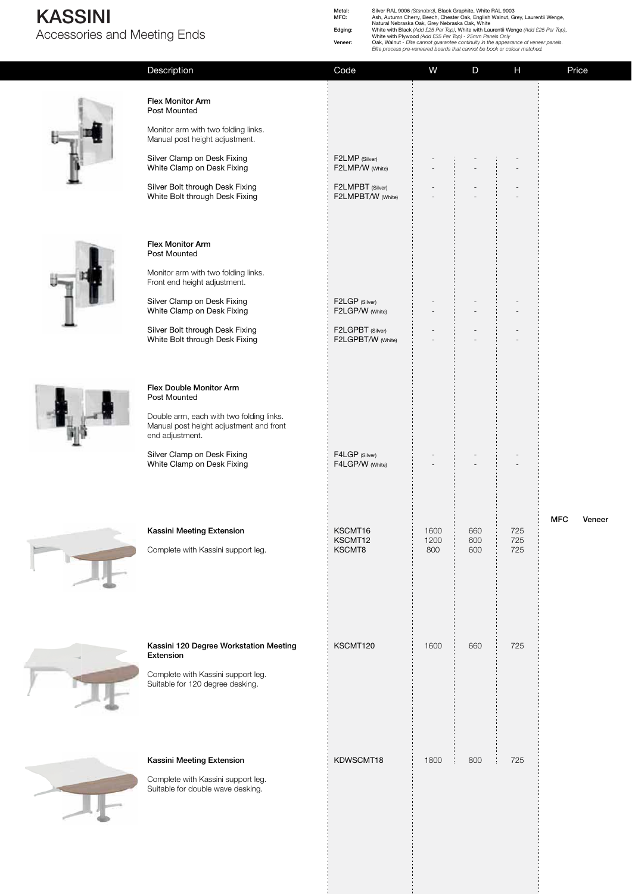# KASSINI

## Accessories and Meeting Ends

**Metal:** Silver RAL 9006 *(Standard)*, Black Graphite, White RAL 9003
**MFC:** Ash, Autumn Cherry, Beech, Chester Oak, English Walnut, Grey, Laurentii Wenge, Natural Nebraska Oak, Grey Nebraska Oak, White
**Edging:** White with Black *(Add £25 Per Top)*, White with Laurentii Wenge *(Add £25 Per Top)*, White with Plywood *(Add £35 Per Top) - 25mm Panels Only*
**Veneer:** Oak, Walnut - *Elite cannot guarantee continuity in the appearance of veneer panels. Elite process pre-veneered boards that cannot be book or colour matched.*

| Description | Code | W | D | H | Price MFC | Price Veneer |
|---|---|---|---|---|---|---|
| **Flex Monitor Arm** Post Mounted<br>Monitor arm with two folding links. Manual post height adjustment. | | | | | | |
| Silver Clamp on Desk Fixing | F2LMP (Silver) | - | - | - | | |
| White Clamp on Desk Fixing | F2LMP/W (White) | - | - | - | | |
| Silver Bolt through Desk Fixing | F2LMPBT (Silver) | - | - | - | | |
| White Bolt through Desk Fixing | F2LMPBT/W (White) | - | - | - | | |
| **Flex Monitor Arm** Post Mounted<br>Monitor arm with two folding links. Front end height adjustment. | | | | | | |
| Silver Clamp on Desk Fixing | F2LGP (Silver) | - | - | - | | |
| White Clamp on Desk Fixing | F2LGP/W (White) | - | - | - | | |
| Silver Bolt through Desk Fixing | F2LGPBT (Silver) | - | - | - | | |
| White Bolt through Desk Fixing | F2LGPBT/W (White) | - | - | - | | |
| **Flex Double Monitor Arm** Post Mounted<br>Double arm, each with two folding links. Manual post height adjustment and front end adjustment. | | | | | | |
| Silver Clamp on Desk Fixing | F4LGP (Silver) | - | - | - | | |
| White Clamp on Desk Fixing | F4LGP/W (White) | - | - | - | | |
| **Kassini Meeting Extension**<br>Complete with Kassini support leg. | KSCMT16 | 1600 | 660 | 725 | | |
| | KSCMT12 | 1200 | 600 | 725 | | |
| | KSCMT8 | 800 | 600 | 725 | | |
| **Kassini 120 Degree Workstation Meeting Extension**<br>Complete with Kassini support leg. Suitable for 120 degree desking. | KSCMT120 | 1600 | 660 | 725 | | |
| **Kassini Meeting Extension**<br>Complete with Kassini support leg. Suitable for double wave desking. | KDWSCMT18 | 1800 | 800 | 725 | | |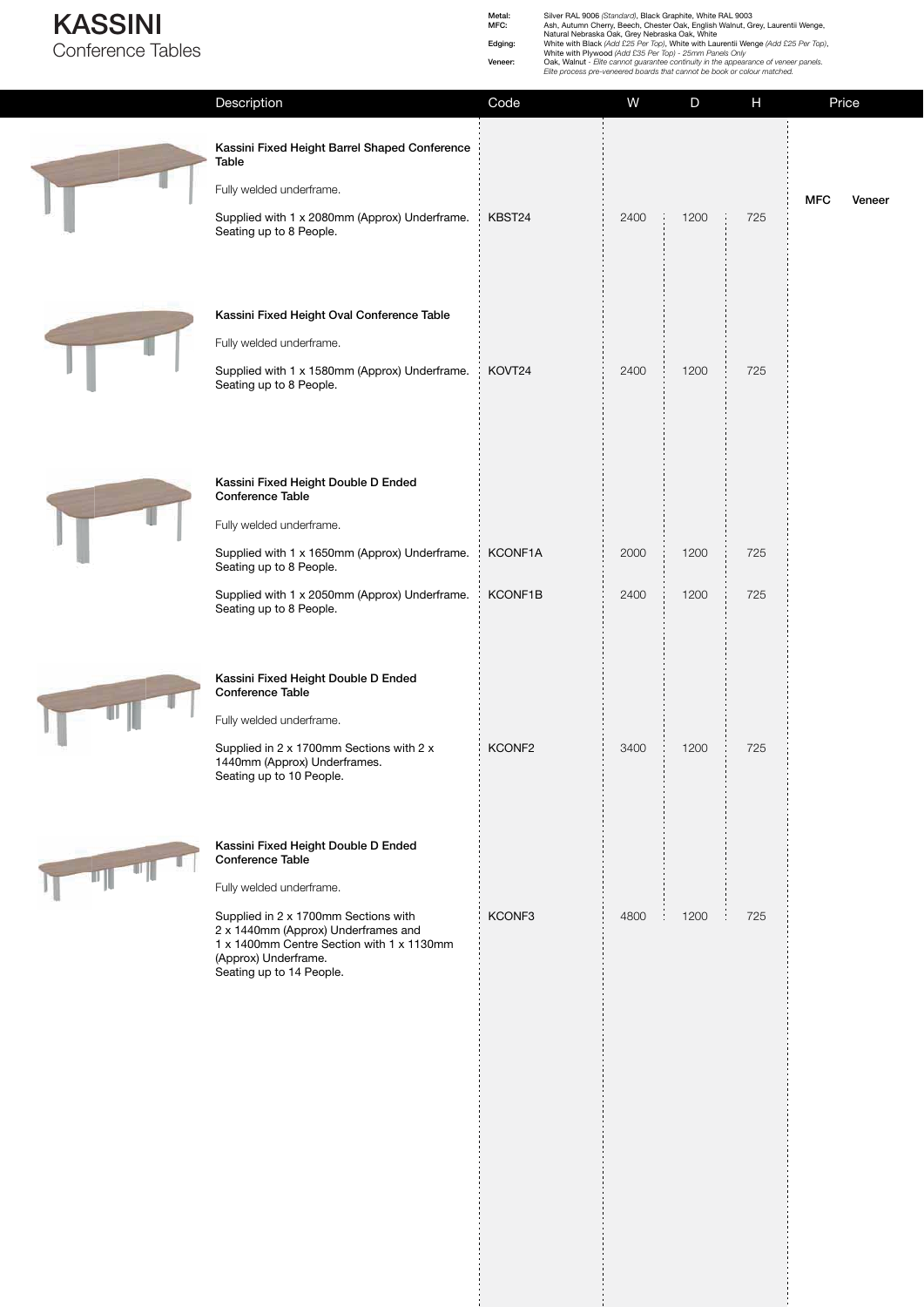# KASSINI

## Conference Tables

**Metal:** Silver RAL 9006 *(Standard)*, Black Graphite, White RAL 9003

**MFC:** Ash, Autumn Cherry, Beech, Chester Oak, English Walnut, Grey, Laurentii Wenge, Natural Nebraska Oak, Grey Nebraska Oak, White

**Edging:** White with Black *(Add £25 Per Top)*, White with Laurentii Wenge *(Add £25 Per Top)*, White with Plywood *(Add £35 Per Top) - 25mm Panels Only*

**Veneer:** Oak, Walnut - *Elite cannot guarantee continuity in the appearance of veneer panels. Elite process pre-veneered boards that cannot be book or colour matched.*

| Description | Code | W | D | H | Price MFC | Price Veneer |
|---|---|---|---|---|---|---|
| **Kassini Fixed Height Barrel Shaped Conference Table**<br>Fully welded underframe.<br>Supplied with 1 x 2080mm (Approx) Underframe. Seating up to 8 People. | KBST24 | 2400 | 1200 | 725 | | |
| **Kassini Fixed Height Oval Conference Table**<br>Fully welded underframe.<br>Supplied with 1 x 1580mm (Approx) Underframe. Seating up to 8 People. | KOVT24 | 2400 | 1200 | 725 | | |
| **Kassini Fixed Height Double D Ended Conference Table**<br>Fully welded underframe.<br>Supplied with 1 x 1650mm (Approx) Underframe. Seating up to 8 People. | KCONF1A | 2000 | 1200 | 725 | | |
| Supplied with 1 x 2050mm (Approx) Underframe. Seating up to 8 People. | KCONF1B | 2400 | 1200 | 725 | | |
| **Kassini Fixed Height Double D Ended Conference Table**<br>Fully welded underframe.<br>Supplied in 2 x 1700mm Sections with 2 x 1440mm (Approx) Underframes. Seating up to 10 People. | KCONF2 | 3400 | 1200 | 725 | | |
| **Kassini Fixed Height Double D Ended Conference Table**<br>Fully welded underframe.<br>Supplied in 2 x 1700mm Sections with 2 x 1440mm (Approx) Underframes and 1 x 1400mm Centre Section with 1 x 1130mm (Approx) Underframe. Seating up to 14 People. | KCONF3 | 4800 | 1200 | 725 | | |